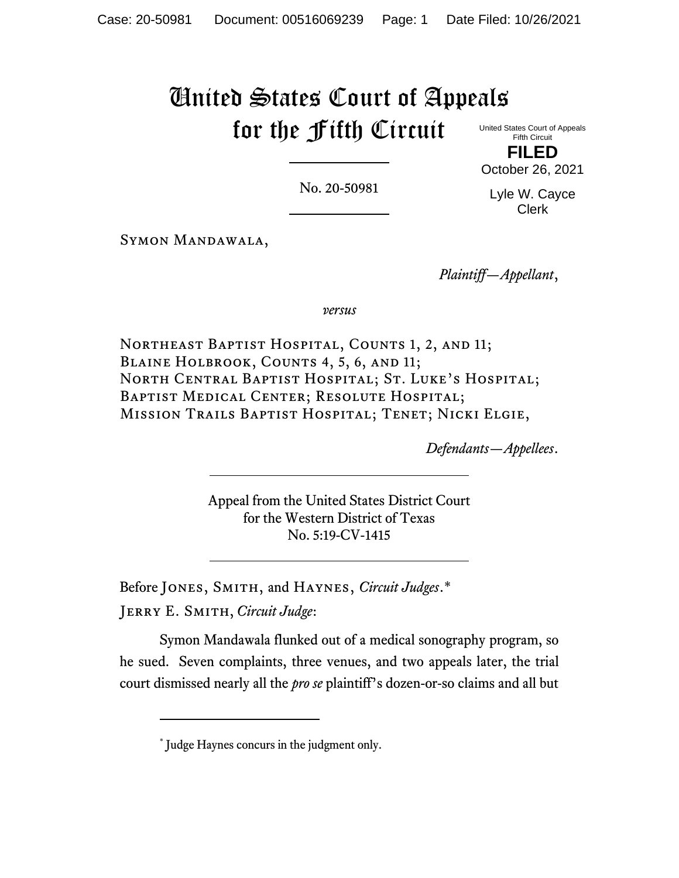# United States Court of Appeals for the Fifth Circuit

United States Court of Appeals
Fifth Circuit

**FILED**

October 26, 2021

Lyle W. Cayce
Clerk

No. 20-50981

Symon Mandawala,

*Plaintiff—Appellant*,

*versus*

Northeast Baptist Hospital, Counts 1, 2, and 11; Blaine Holbrook, Counts 4, 5, 6, and 11; North Central Baptist Hospital; St. Luke's Hospital; Baptist Medical Center; Resolute Hospital; Mission Trails Baptist Hospital; Tenet; Nicki Elgie,

*Defendants—Appellees*.

Appeal from the United States District Court
for the Western District of Texas
No. 5:19-CV-1415

Before Jones, Smith, and Haynes, *Circuit Judges*.*

Jerry E. Smith, *Circuit Judge*:

Symon Mandawala flunked out of a medical sonography program, so he sued. Seven complaints, three venues, and two appeals later, the trial court dismissed nearly all the *pro se* plaintiff's dozen-or-so claims and all but

---

* Judge Haynes concurs in the judgment only.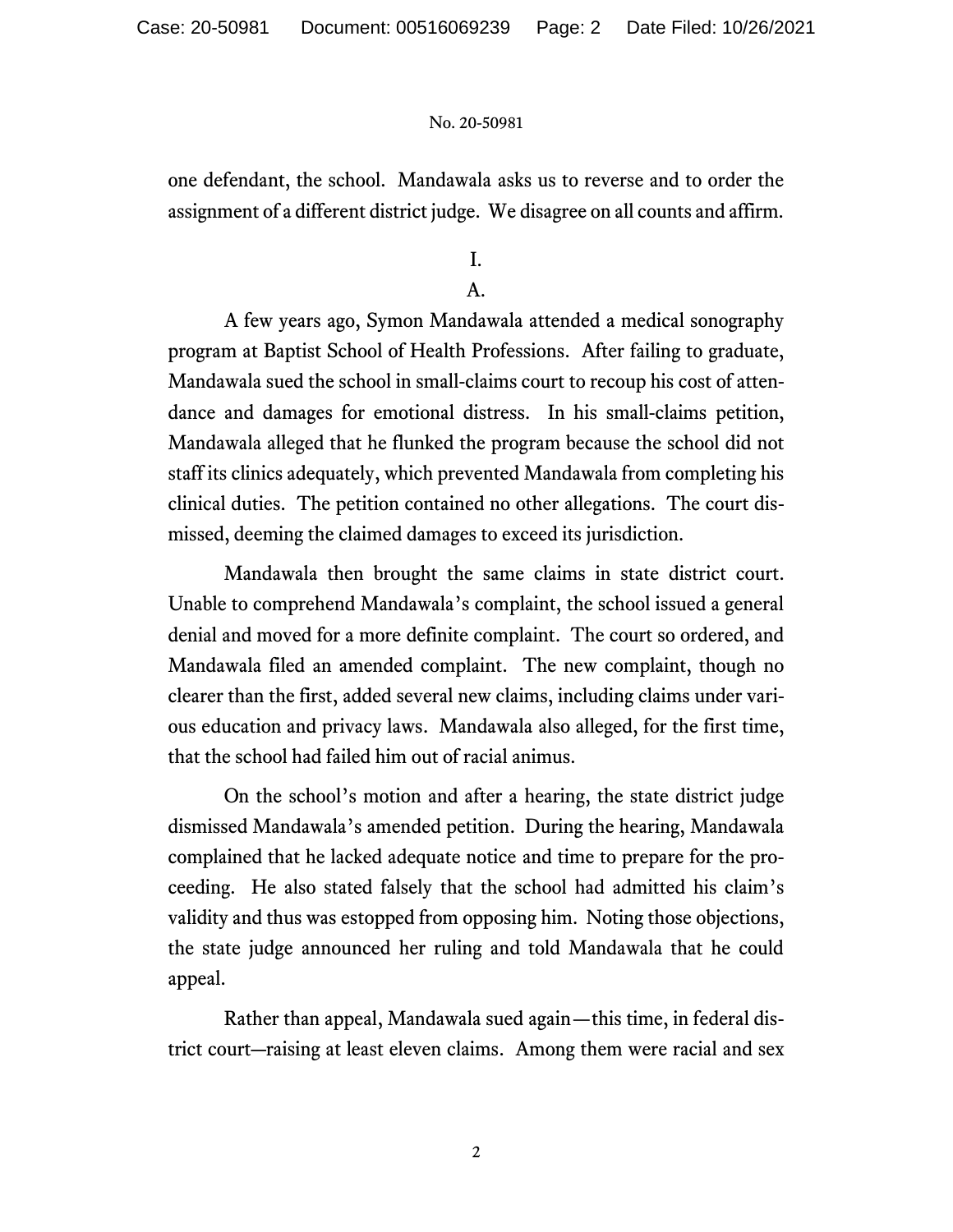one defendant, the school. Mandawala asks us to reverse and to order the assignment of a different district judge. We disagree on all counts and affirm.

## I.

### A.

A few years ago, Symon Mandawala attended a medical sonography program at Baptist School of Health Professions. After failing to graduate, Mandawala sued the school in small-claims court to recoup his cost of attendance and damages for emotional distress. In his small-claims petition, Mandawala alleged that he flunked the program because the school did not staff its clinics adequately, which prevented Mandawala from completing his clinical duties. The petition contained no other allegations. The court dismissed, deeming the claimed damages to exceed its jurisdiction.

Mandawala then brought the same claims in state district court. Unable to comprehend Mandawala's complaint, the school issued a general denial and moved for a more definite complaint. The court so ordered, and Mandawala filed an amended complaint. The new complaint, though no clearer than the first, added several new claims, including claims under various education and privacy laws. Mandawala also alleged, for the first time, that the school had failed him out of racial animus.

On the school's motion and after a hearing, the state district judge dismissed Mandawala's amended petition. During the hearing, Mandawala complained that he lacked adequate notice and time to prepare for the proceeding. He also stated falsely that the school had admitted his claim's validity and thus was estopped from opposing him. Noting those objections, the state judge announced her ruling and told Mandawala that he could appeal.

Rather than appeal, Mandawala sued again—this time, in federal district court—raising at least eleven claims. Among them were racial and sex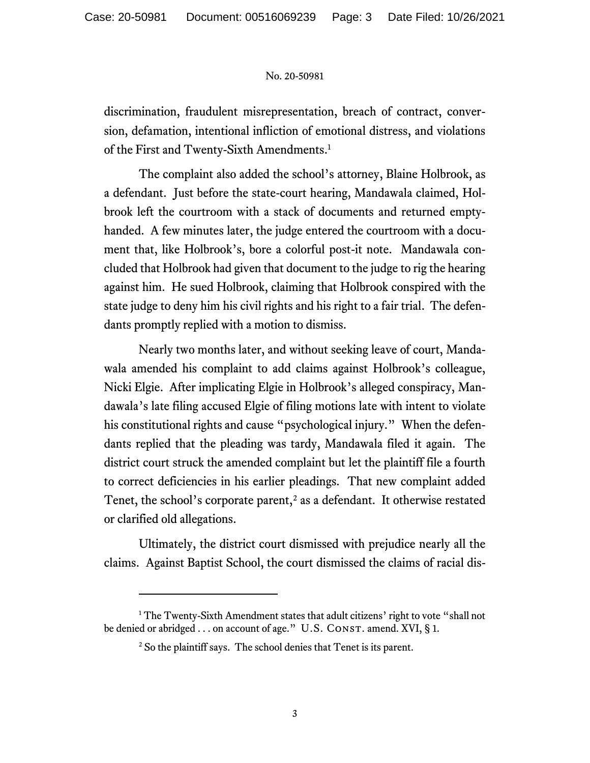discrimination, fraudulent misrepresentation, breach of contract, conversion, defamation, intentional infliction of emotional distress, and violations of the First and Twenty-Sixth Amendments.[1]

The complaint also added the school's attorney, Blaine Holbrook, as a defendant. Just before the state-court hearing, Mandawala claimed, Holbrook left the courtroom with a stack of documents and returned empty-handed. A few minutes later, the judge entered the courtroom with a document that, like Holbrook's, bore a colorful post-it note. Mandawala concluded that Holbrook had given that document to the judge to rig the hearing against him. He sued Holbrook, claiming that Holbrook conspired with the state judge to deny him his civil rights and his right to a fair trial. The defendants promptly replied with a motion to dismiss.

Nearly two months later, and without seeking leave of court, Mandawala amended his complaint to add claims against Holbrook's colleague, Nicki Elgie. After implicating Elgie in Holbrook's alleged conspiracy, Mandawala's late filing accused Elgie of filing motions late with intent to violate his constitutional rights and cause "psychological injury." When the defendants replied that the pleading was tardy, Mandawala filed it again. The district court struck the amended complaint but let the plaintiff file a fourth to correct deficiencies in his earlier pleadings. That new complaint added Tenet, the school's corporate parent,[2] as a defendant. It otherwise restated or clarified old allegations.

Ultimately, the district court dismissed with prejudice nearly all the claims. Against Baptist School, the court dismissed the claims of racial dis-

---

[1] The Twenty-Sixth Amendment states that adult citizens' right to vote "shall not be denied or abridged . . . on account of age." U.S. Const. amend. XVI, § 1.

[2] So the plaintiff says. The school denies that Tenet is its parent.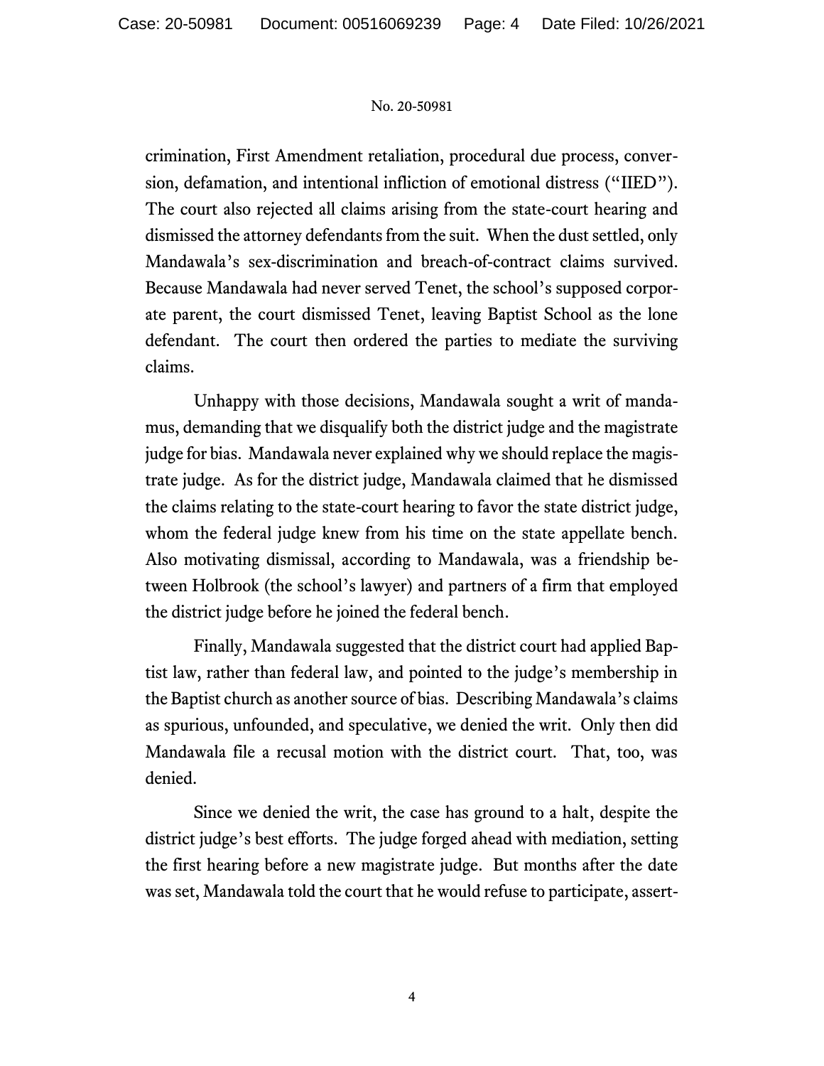crimination, First Amendment retaliation, procedural due process, conversion, defamation, and intentional infliction of emotional distress ("IIED"). The court also rejected all claims arising from the state-court hearing and dismissed the attorney defendants from the suit. When the dust settled, only Mandawala's sex-discrimination and breach-of-contract claims survived. Because Mandawala had never served Tenet, the school's supposed corporate parent, the court dismissed Tenet, leaving Baptist School as the lone defendant. The court then ordered the parties to mediate the surviving claims.

Unhappy with those decisions, Mandawala sought a writ of mandamus, demanding that we disqualify both the district judge and the magistrate judge for bias. Mandawala never explained why we should replace the magistrate judge. As for the district judge, Mandawala claimed that he dismissed the claims relating to the state-court hearing to favor the state district judge, whom the federal judge knew from his time on the state appellate bench. Also motivating dismissal, according to Mandawala, was a friendship between Holbrook (the school's lawyer) and partners of a firm that employed the district judge before he joined the federal bench.

Finally, Mandawala suggested that the district court had applied Baptist law, rather than federal law, and pointed to the judge's membership in the Baptist church as another source of bias. Describing Mandawala's claims as spurious, unfounded, and speculative, we denied the writ. Only then did Mandawala file a recusal motion with the district court. That, too, was denied.

Since we denied the writ, the case has ground to a halt, despite the district judge's best efforts. The judge forged ahead with mediation, setting the first hearing before a new magistrate judge. But months after the date was set, Mandawala told the court that he would refuse to participate, assert-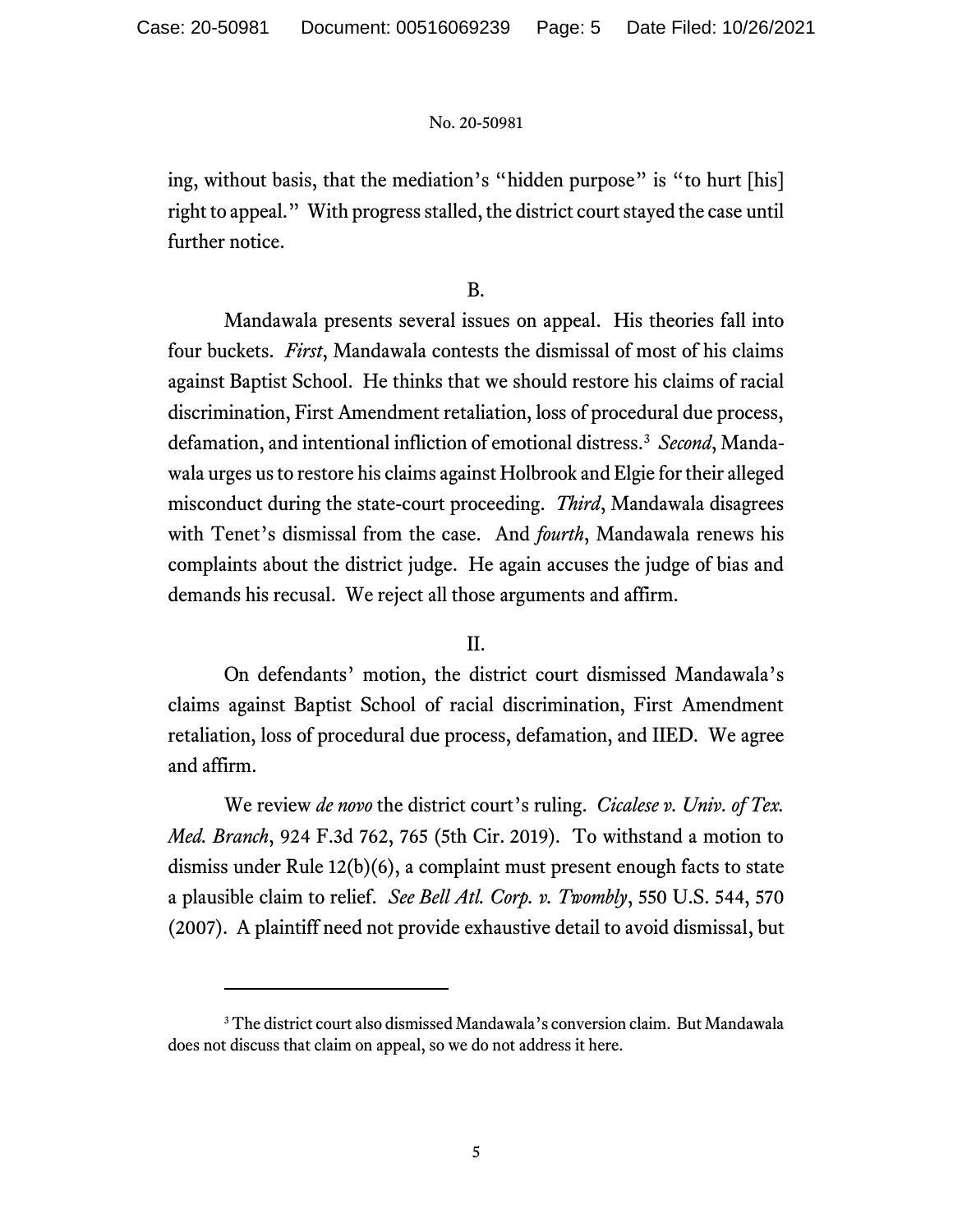ing, without basis, that the mediation's "hidden purpose" is "to hurt [his] right to appeal." With progress stalled, the district court stayed the case until further notice.

B.

Mandawala presents several issues on appeal. His theories fall into four buckets. *First*, Mandawala contests the dismissal of most of his claims against Baptist School. He thinks that we should restore his claims of racial discrimination, First Amendment retaliation, loss of procedural due process, defamation, and intentional infliction of emotional distress.[3] *Second*, Mandawala urges us to restore his claims against Holbrook and Elgie for their alleged misconduct during the state-court proceeding. *Third*, Mandawala disagrees with Tenet's dismissal from the case. And *fourth*, Mandawala renews his complaints about the district judge. He again accuses the judge of bias and demands his recusal. We reject all those arguments and affirm.

II.

On defendants' motion, the district court dismissed Mandawala's claims against Baptist School of racial discrimination, First Amendment retaliation, loss of procedural due process, defamation, and IIED. We agree and affirm.

We review *de novo* the district court's ruling. *Cicalese v. Univ. of Tex. Med. Branch*, 924 F.3d 762, 765 (5th Cir. 2019). To withstand a motion to dismiss under Rule 12(b)(6), a complaint must present enough facts to state a plausible claim to relief. *See Bell Atl. Corp. v. Twombly*, 550 U.S. 544, 570 (2007). A plaintiff need not provide exhaustive detail to avoid dismissal, but

---

[3] The district court also dismissed Mandawala's conversion claim. But Mandawala does not discuss that claim on appeal, so we do not address it here.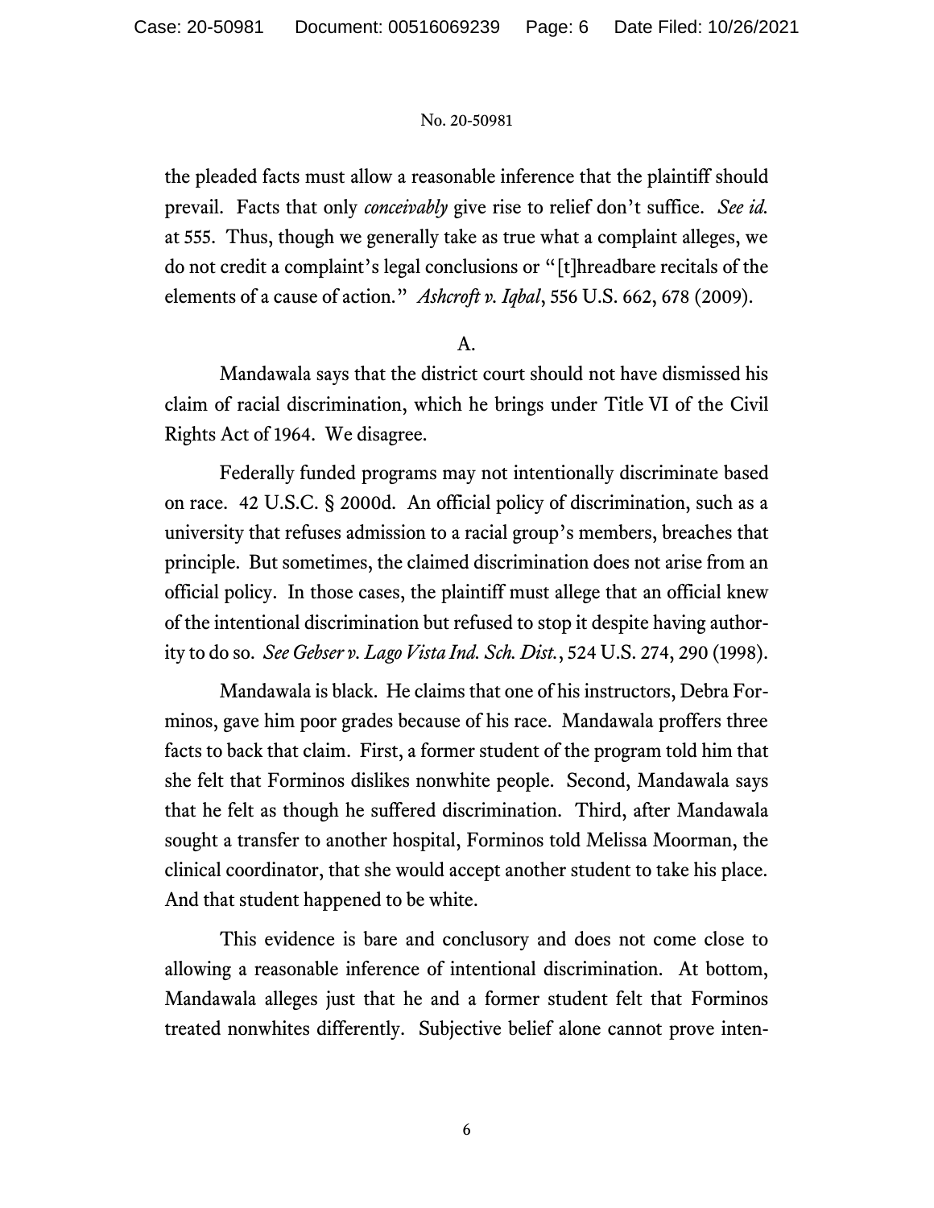the pleaded facts must allow a reasonable inference that the plaintiff should prevail. Facts that only *conceivably* give rise to relief don't suffice. *See id.* at 555. Thus, though we generally take as true what a complaint alleges, we do not credit a complaint's legal conclusions or "[t]hreadbare recitals of the elements of a cause of action." *Ashcroft v. Iqbal*, 556 U.S. 662, 678 (2009).

### A.

Mandawala says that the district court should not have dismissed his claim of racial discrimination, which he brings under Title VI of the Civil Rights Act of 1964. We disagree.

Federally funded programs may not intentionally discriminate based on race. 42 U.S.C. § 2000d. An official policy of discrimination, such as a university that refuses admission to a racial group's members, breaches that principle. But sometimes, the claimed discrimination does not arise from an official policy. In those cases, the plaintiff must allege that an official knew of the intentional discrimination but refused to stop it despite having authority to do so. *See Gebser v. Lago Vista Ind. Sch. Dist.*, 524 U.S. 274, 290 (1998).

Mandawala is black. He claims that one of his instructors, Debra Forminos, gave him poor grades because of his race. Mandawala proffers three facts to back that claim. First, a former student of the program told him that she felt that Forminos dislikes nonwhite people. Second, Mandawala says that he felt as though he suffered discrimination. Third, after Mandawala sought a transfer to another hospital, Forminos told Melissa Moorman, the clinical coordinator, that she would accept another student to take his place. And that student happened to be white.

This evidence is bare and conclusory and does not come close to allowing a reasonable inference of intentional discrimination. At bottom, Mandawala alleges just that he and a former student felt that Forminos treated nonwhites differently. Subjective belief alone cannot prove inten-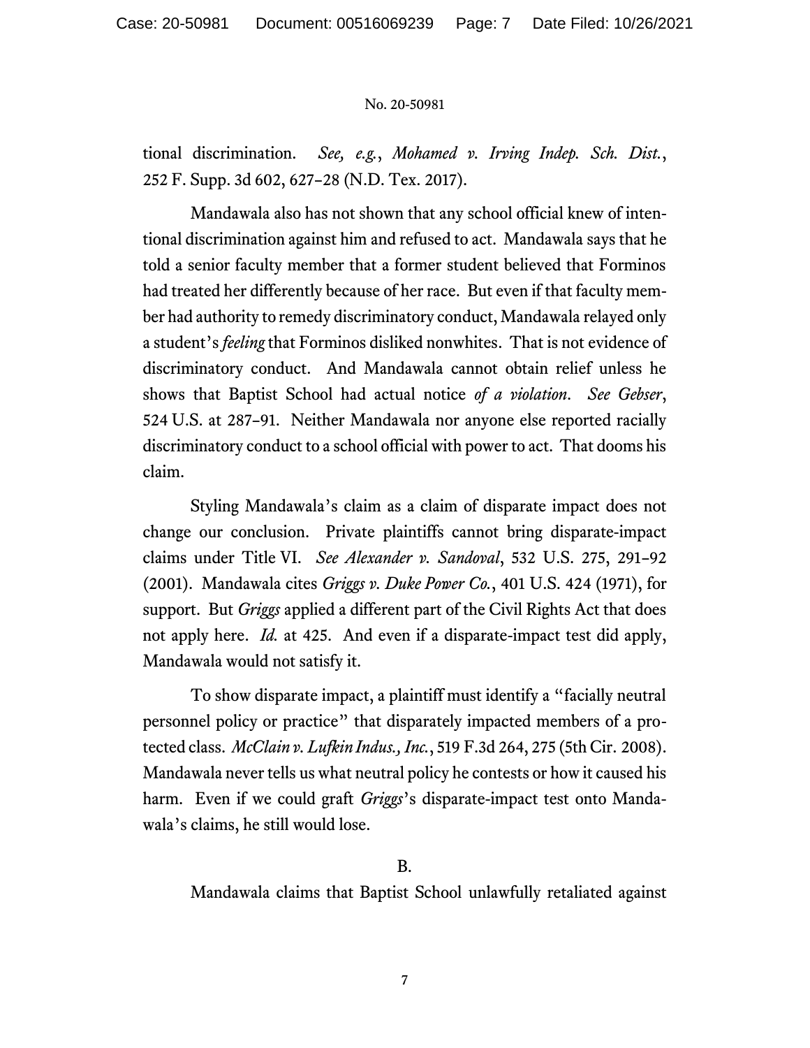tional discrimination. *See, e.g.*, *Mohamed v. Irving Indep. Sch. Dist.*, 252 F. Supp. 3d 602, 627–28 (N.D. Tex. 2017).

Mandawala also has not shown that any school official knew of intentional discrimination against him and refused to act. Mandawala says that he told a senior faculty member that a former student believed that Forminos had treated her differently because of her race. But even if that faculty member had authority to remedy discriminatory conduct, Mandawala relayed only a student's *feeling* that Forminos disliked nonwhites. That is not evidence of discriminatory conduct. And Mandawala cannot obtain relief unless he shows that Baptist School had actual notice *of a violation*. *See Gebser*, 524 U.S. at 287–91. Neither Mandawala nor anyone else reported racially discriminatory conduct to a school official with power to act. That dooms his claim.

Styling Mandawala's claim as a claim of disparate impact does not change our conclusion. Private plaintiffs cannot bring disparate-impact claims under Title VI. *See Alexander v. Sandoval*, 532 U.S. 275, 291–92 (2001). Mandawala cites *Griggs v. Duke Power Co.*, 401 U.S. 424 (1971), for support. But *Griggs* applied a different part of the Civil Rights Act that does not apply here. *Id.* at 425. And even if a disparate-impact test did apply, Mandawala would not satisfy it.

To show disparate impact, a plaintiff must identify a "facially neutral personnel policy or practice" that disparately impacted members of a protected class. *McClain v. Lufkin Indus., Inc.*, 519 F.3d 264, 275 (5th Cir. 2008). Mandawala never tells us what neutral policy he contests or how it caused his harm. Even if we could graft *Griggs*'s disparate-impact test onto Mandawala's claims, he still would lose.

## B.

Mandawala claims that Baptist School unlawfully retaliated against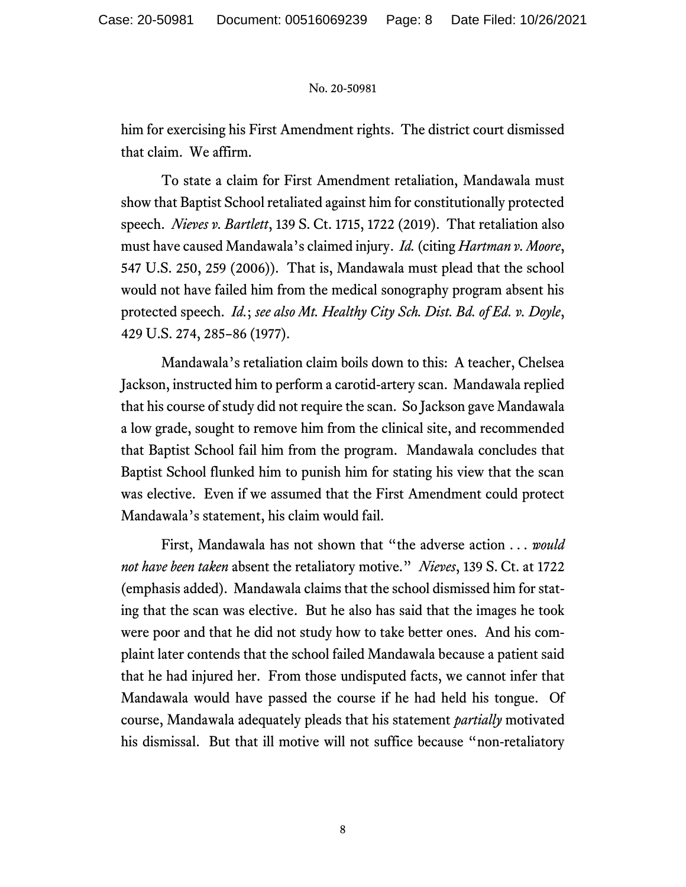him for exercising his First Amendment rights. The district court dismissed that claim. We affirm.

To state a claim for First Amendment retaliation, Mandawala must show that Baptist School retaliated against him for constitutionally protected speech. *Nieves v. Bartlett*, 139 S. Ct. 1715, 1722 (2019). That retaliation also must have caused Mandawala's claimed injury. *Id.* (citing *Hartman v. Moore*, 547 U.S. 250, 259 (2006)). That is, Mandawala must plead that the school would not have failed him from the medical sonography program absent his protected speech. *Id.*; *see also Mt. Healthy City Sch. Dist. Bd. of Ed. v. Doyle*, 429 U.S. 274, 285–86 (1977).

Mandawala's retaliation claim boils down to this: A teacher, Chelsea Jackson, instructed him to perform a carotid-artery scan. Mandawala replied that his course of study did not require the scan. So Jackson gave Mandawala a low grade, sought to remove him from the clinical site, and recommended that Baptist School fail him from the program. Mandawala concludes that Baptist School flunked him to punish him for stating his view that the scan was elective. Even if we assumed that the First Amendment could protect Mandawala's statement, his claim would fail.

First, Mandawala has not shown that "the adverse action . . . *would not have been taken* absent the retaliatory motive." *Nieves*, 139 S. Ct. at 1722 (emphasis added). Mandawala claims that the school dismissed him for stating that the scan was elective. But he also has said that the images he took were poor and that he did not study how to take better ones. And his complaint later contends that the school failed Mandawala because a patient said that he had injured her. From those undisputed facts, we cannot infer that Mandawala would have passed the course if he had held his tongue. Of course, Mandawala adequately pleads that his statement *partially* motivated his dismissal. But that ill motive will not suffice because "non-retaliatory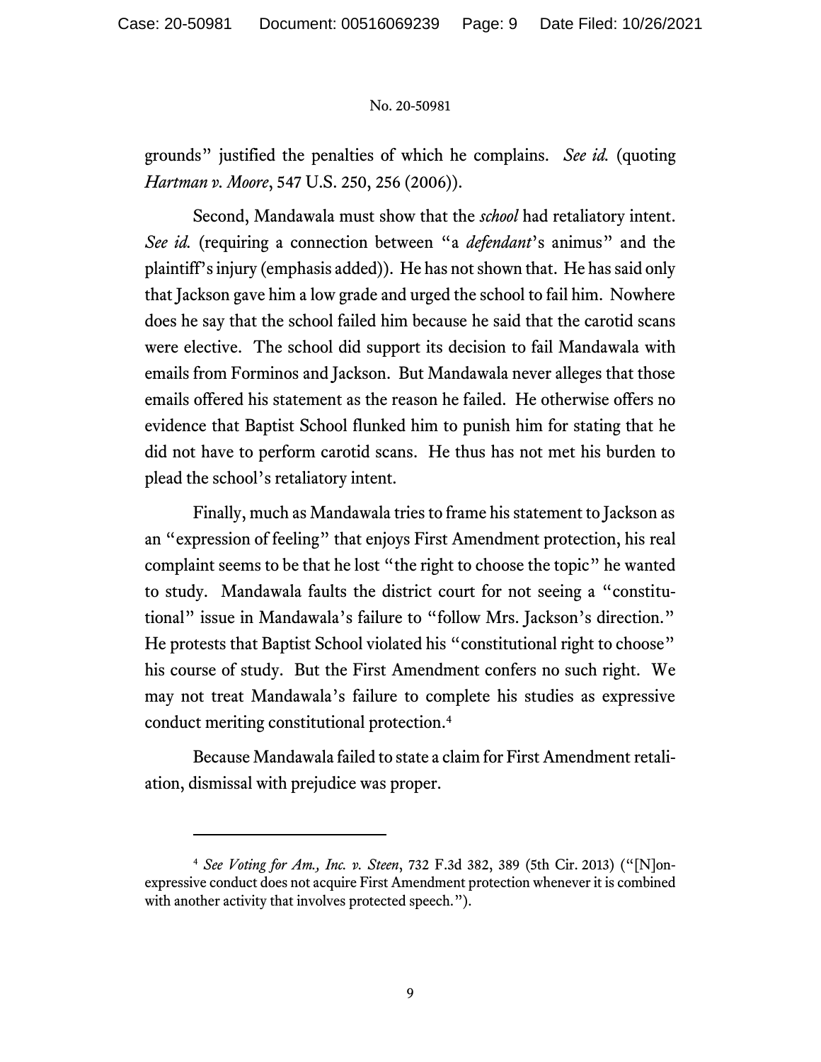grounds" justified the penalties of which he complains. *See id.* (quoting *Hartman v. Moore*, 547 U.S. 250, 256 (2006)).

Second, Mandawala must show that the *school* had retaliatory intent. *See id.* (requiring a connection between "a *defendant*'s animus" and the plaintiff's injury (emphasis added)). He has not shown that. He has said only that Jackson gave him a low grade and urged the school to fail him. Nowhere does he say that the school failed him because he said that the carotid scans were elective. The school did support its decision to fail Mandawala with emails from Forminos and Jackson. But Mandawala never alleges that those emails offered his statement as the reason he failed. He otherwise offers no evidence that Baptist School flunked him to punish him for stating that he did not have to perform carotid scans. He thus has not met his burden to plead the school's retaliatory intent.

Finally, much as Mandawala tries to frame his statement to Jackson as an "expression of feeling" that enjoys First Amendment protection, his real complaint seems to be that he lost "the right to choose the topic" he wanted to study. Mandawala faults the district court for not seeing a "constitutional" issue in Mandawala's failure to "follow Mrs. Jackson's direction." He protests that Baptist School violated his "constitutional right to choose" his course of study. But the First Amendment confers no such right. We may not treat Mandawala's failure to complete his studies as expressive conduct meriting constitutional protection.[4]

Because Mandawala failed to state a claim for First Amendment retaliation, dismissal with prejudice was proper.

---

[4] *See Voting for Am., Inc. v. Steen*, 732 F.3d 382, 389 (5th Cir. 2013) ("[N]on-expressive conduct does not acquire First Amendment protection whenever it is combined with another activity that involves protected speech.").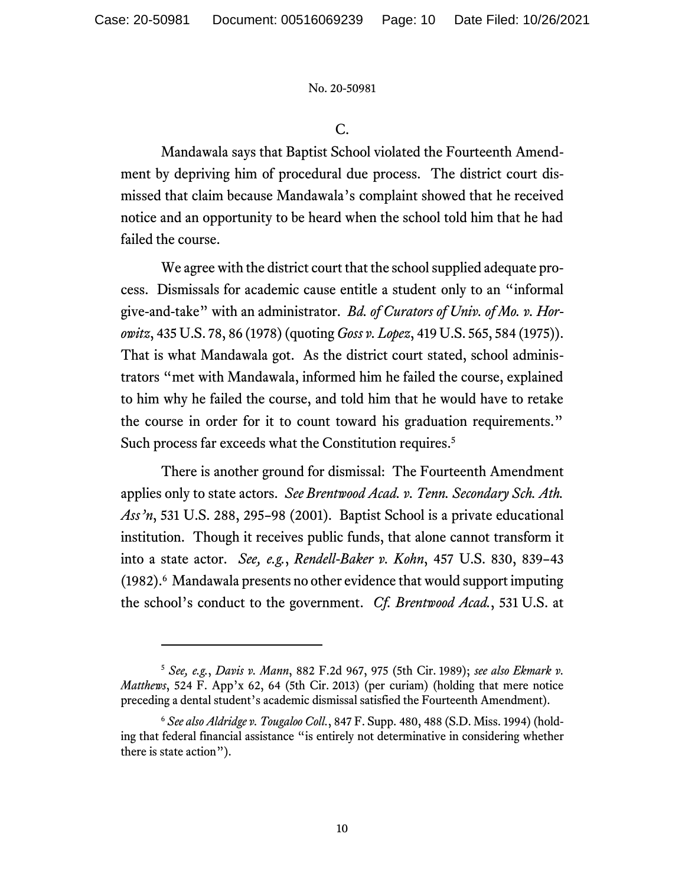C.

Mandawala says that Baptist School violated the Fourteenth Amendment by depriving him of procedural due process. The district court dismissed that claim because Mandawala's complaint showed that he received notice and an opportunity to be heard when the school told him that he had failed the course.

We agree with the district court that the school supplied adequate process. Dismissals for academic cause entitle a student only to an "informal give-and-take" with an administrator. *Bd. of Curators of Univ. of Mo. v. Horowitz*, 435 U.S. 78, 86 (1978) (quoting *Goss v. Lopez*, 419 U.S. 565, 584 (1975)). That is what Mandawala got. As the district court stated, school administrators "met with Mandawala, informed him he failed the course, explained to him why he failed the course, and told him that he would have to retake the course in order for it to count toward his graduation requirements." Such process far exceeds what the Constitution requires.[5]

There is another ground for dismissal: The Fourteenth Amendment applies only to state actors. *See Brentwood Acad. v. Tenn. Secondary Sch. Ath. Ass'n*, 531 U.S. 288, 295–98 (2001). Baptist School is a private educational institution. Though it receives public funds, that alone cannot transform it into a state actor. *See, e.g.*, *Rendell-Baker v. Kohn*, 457 U.S. 830, 839–43 (1982).[6] Mandawala presents no other evidence that would support imputing the school's conduct to the government. *Cf. Brentwood Acad.*, 531 U.S. at

---

[5] *See, e.g.*, *Davis v. Mann*, 882 F.2d 967, 975 (5th Cir. 1989); *see also Ekmark v. Matthews*, 524 F. App'x 62, 64 (5th Cir. 2013) (per curiam) (holding that mere notice preceding a dental student's academic dismissal satisfied the Fourteenth Amendment).

[6] *See also Aldridge v. Tougaloo Coll.*, 847 F. Supp. 480, 488 (S.D. Miss. 1994) (holding that federal financial assistance "is entirely not determinative in considering whether there is state action").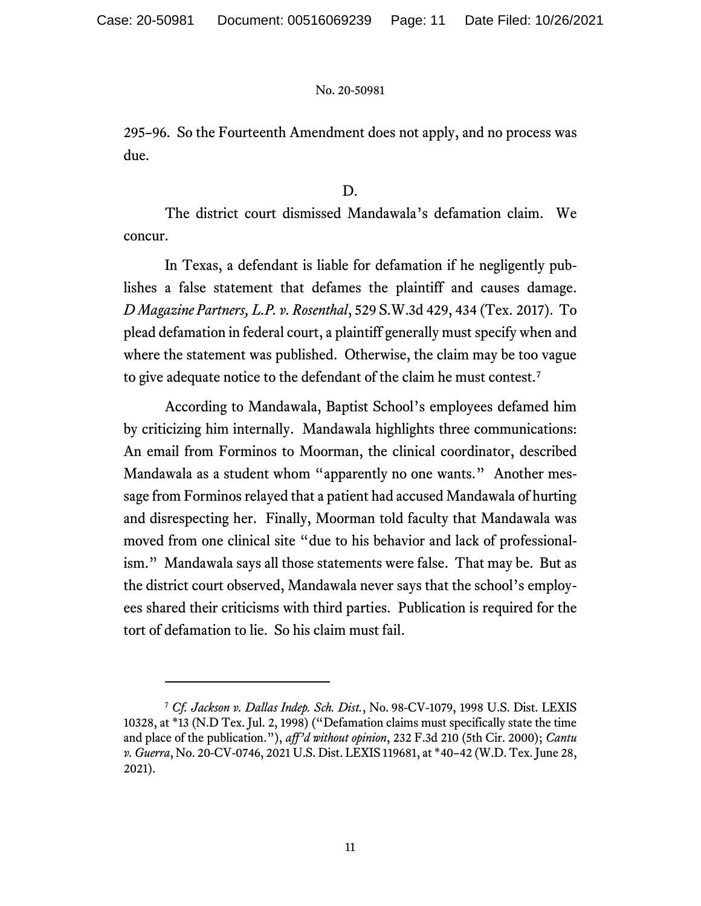295–96. So the Fourteenth Amendment does not apply, and no process was due.

D.

The district court dismissed Mandawala's defamation claim. We concur.

In Texas, a defendant is liable for defamation if he negligently publishes a false statement that defames the plaintiff and causes damage. *D Magazine Partners, L.P. v. Rosenthal*, 529 S.W.3d 429, 434 (Tex. 2017). To plead defamation in federal court, a plaintiff generally must specify when and where the statement was published. Otherwise, the claim may be too vague to give adequate notice to the defendant of the claim he must contest.[7]

According to Mandawala, Baptist School's employees defamed him by criticizing him internally. Mandawala highlights three communications: An email from Forminos to Moorman, the clinical coordinator, described Mandawala as a student whom "apparently no one wants." Another message from Forminos relayed that a patient had accused Mandawala of hurting and disrespecting her. Finally, Moorman told faculty that Mandawala was moved from one clinical site "due to his behavior and lack of professionalism." Mandawala says all those statements were false. That may be. But as the district court observed, Mandawala never says that the school's employees shared their criticisms with third parties. Publication is required for the tort of defamation to lie. So his claim must fail.

---

[7] *Cf. Jackson v. Dallas Indep. Sch. Dist.*, No. 98-CV-1079, 1998 U.S. Dist. LEXIS 10328, at *13 (N.D Tex. Jul. 2, 1998) ("Defamation claims must specifically state the time and place of the publication."), *aff'd without opinion*, 232 F.3d 210 (5th Cir. 2000); *Cantu v. Guerra*, No. 20-CV-0746, 2021 U.S. Dist. LEXIS 119681, at *40–42 (W.D. Tex. June 28, 2021).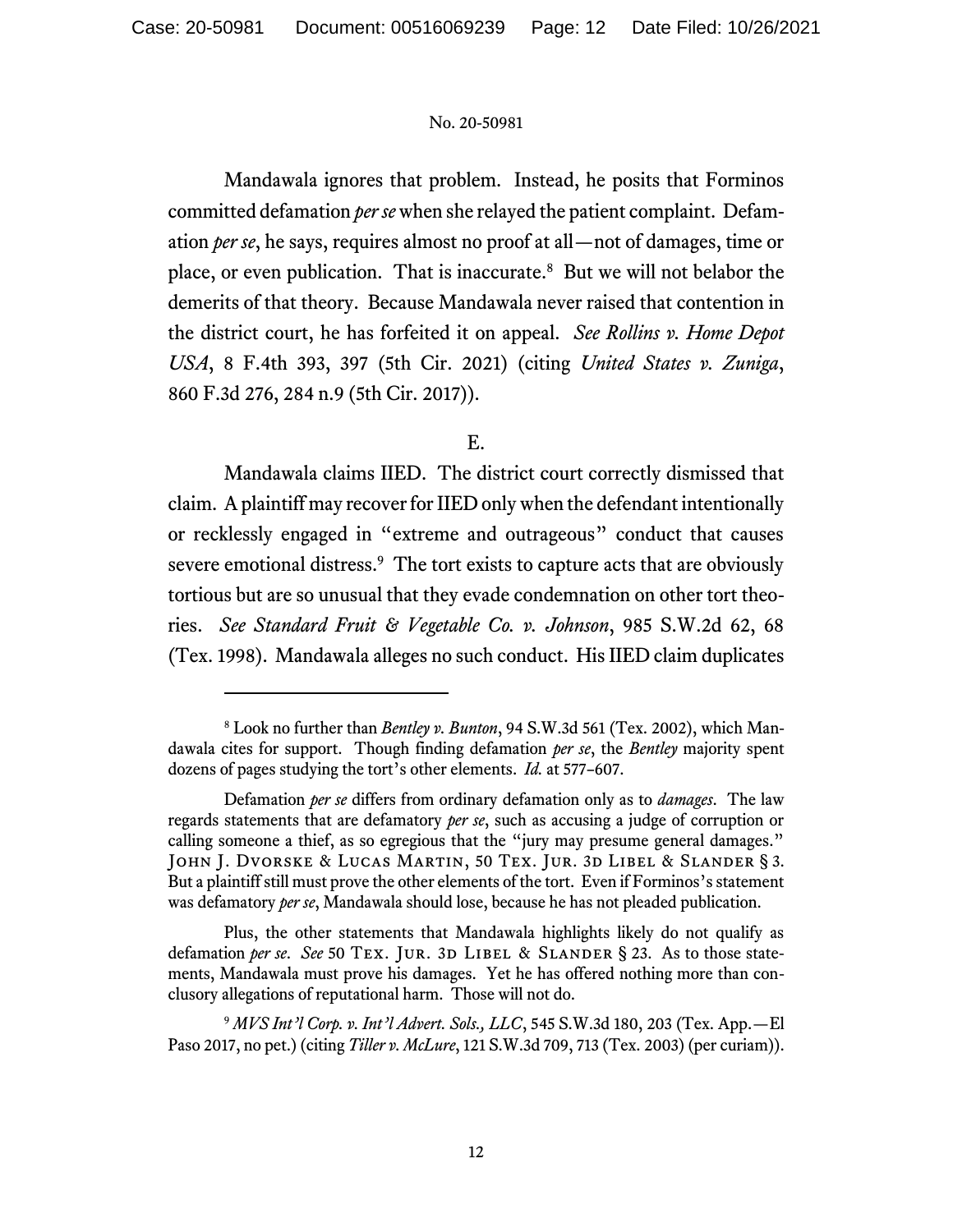Mandawala ignores that problem. Instead, he posits that Forminos committed defamation *per se* when she relayed the patient complaint. Defamation *per se*, he says, requires almost no proof at all—not of damages, time or place, or even publication. That is inaccurate.[8] But we will not belabor the demerits of that theory. Because Mandawala never raised that contention in the district court, he has forfeited it on appeal. *See Rollins v. Home Depot USA*, 8 F.4th 393, 397 (5th Cir. 2021) (citing *United States v. Zuniga*, 860 F.3d 276, 284 n.9 (5th Cir. 2017)).

E.

Mandawala claims IIED. The district court correctly dismissed that claim. A plaintiff may recover for IIED only when the defendant intentionally or recklessly engaged in "extreme and outrageous" conduct that causes severe emotional distress.[9] The tort exists to capture acts that are obviously tortious but are so unusual that they evade condemnation on other tort theories. *See Standard Fruit & Vegetable Co. v. Johnson*, 985 S.W.2d 62, 68 (Tex. 1998). Mandawala alleges no such conduct. His IIED claim duplicates

---

[8] Look no further than *Bentley v. Bunton*, 94 S.W.3d 561 (Tex. 2002), which Mandawala cites for support. Though finding defamation *per se*, the *Bentley* majority spent dozens of pages studying the tort's other elements. *Id.* at 577–607.

Defamation *per se* differs from ordinary defamation only as to *damages*. The law regards statements that are defamatory *per se*, such as accusing a judge of corruption or calling someone a thief, as so egregious that the "jury may presume general damages." John J. Dvorske & Lucas Martin, 50 Tex. Jur. 3d Libel & Slander § 3. But a plaintiff still must prove the other elements of the tort. Even if Forminos's statement was defamatory *per se*, Mandawala should lose, because he has not pleaded publication.

Plus, the other statements that Mandawala highlights likely do not qualify as defamation *per se*. *See* 50 Tex. Jur. 3d Libel & Slander § 23. As to those statements, Mandawala must prove his damages. Yet he has offered nothing more than conclusory allegations of reputational harm. Those will not do.

[9] *MVS Int'l Corp. v. Int'l Advert. Sols., LLC*, 545 S.W.3d 180, 203 (Tex. App.—El Paso 2017, no pet.) (citing *Tiller v. McLure*, 121 S.W.3d 709, 713 (Tex. 2003) (per curiam)).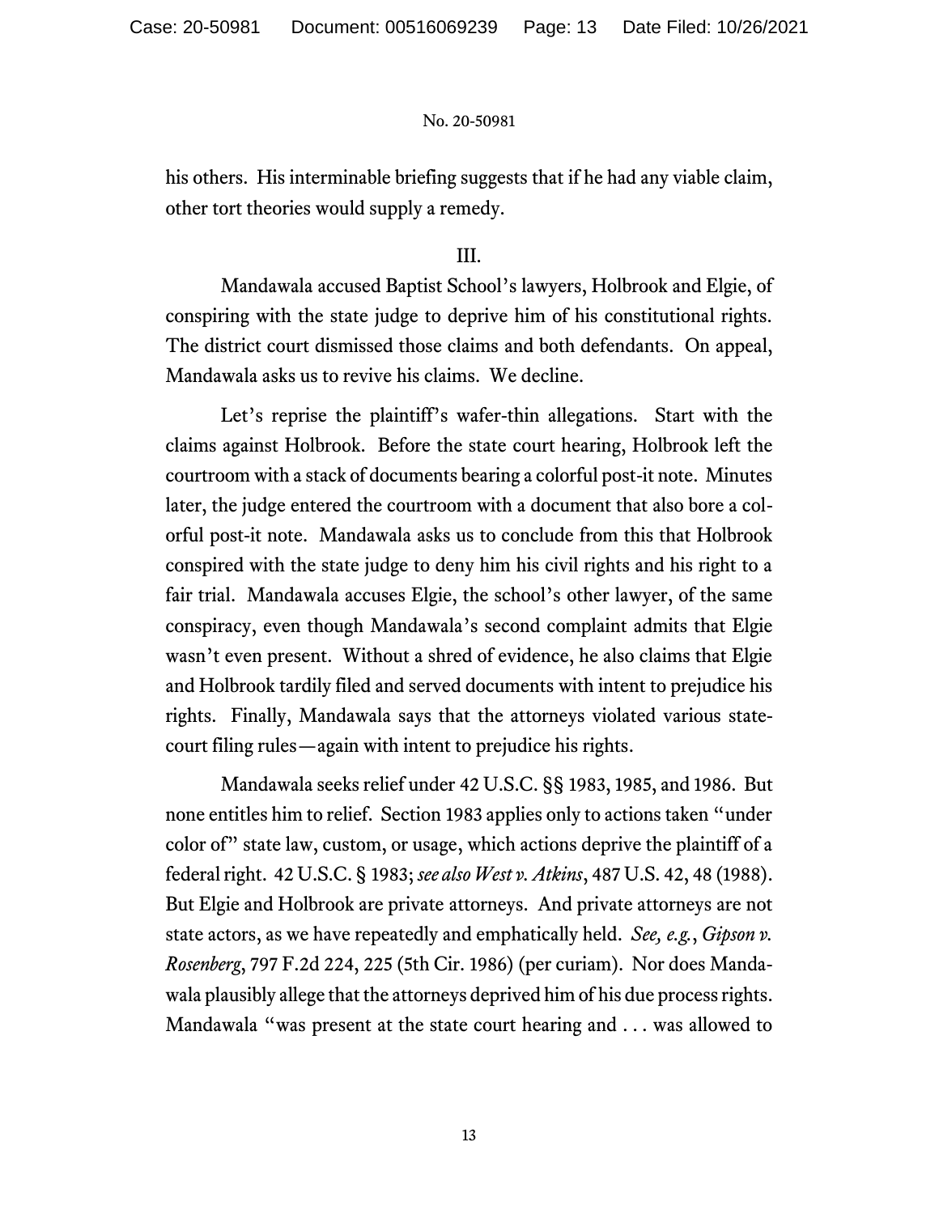his others. His interminable briefing suggests that if he had any viable claim, other tort theories would supply a remedy.

## III.

Mandawala accused Baptist School's lawyers, Holbrook and Elgie, of conspiring with the state judge to deprive him of his constitutional rights. The district court dismissed those claims and both defendants. On appeal, Mandawala asks us to revive his claims. We decline.

Let's reprise the plaintiff's wafer-thin allegations. Start with the claims against Holbrook. Before the state court hearing, Holbrook left the courtroom with a stack of documents bearing a colorful post-it note. Minutes later, the judge entered the courtroom with a document that also bore a colorful post-it note. Mandawala asks us to conclude from this that Holbrook conspired with the state judge to deny him his civil rights and his right to a fair trial. Mandawala accuses Elgie, the school's other lawyer, of the same conspiracy, even though Mandawala's second complaint admits that Elgie wasn't even present. Without a shred of evidence, he also claims that Elgie and Holbrook tardily filed and served documents with intent to prejudice his rights. Finally, Mandawala says that the attorneys violated various state-court filing rules—again with intent to prejudice his rights.

Mandawala seeks relief under 42 U.S.C. §§ 1983, 1985, and 1986. But none entitles him to relief. Section 1983 applies only to actions taken "under color of" state law, custom, or usage, which actions deprive the plaintiff of a federal right. 42 U.S.C. § 1983; *see also West v. Atkins*, 487 U.S. 42, 48 (1988). But Elgie and Holbrook are private attorneys. And private attorneys are not state actors, as we have repeatedly and emphatically held. *See, e.g.*, *Gipson v. Rosenberg*, 797 F.2d 224, 225 (5th Cir. 1986) (per curiam). Nor does Mandawala plausibly allege that the attorneys deprived him of his due process rights. Mandawala "was present at the state court hearing and . . . was allowed to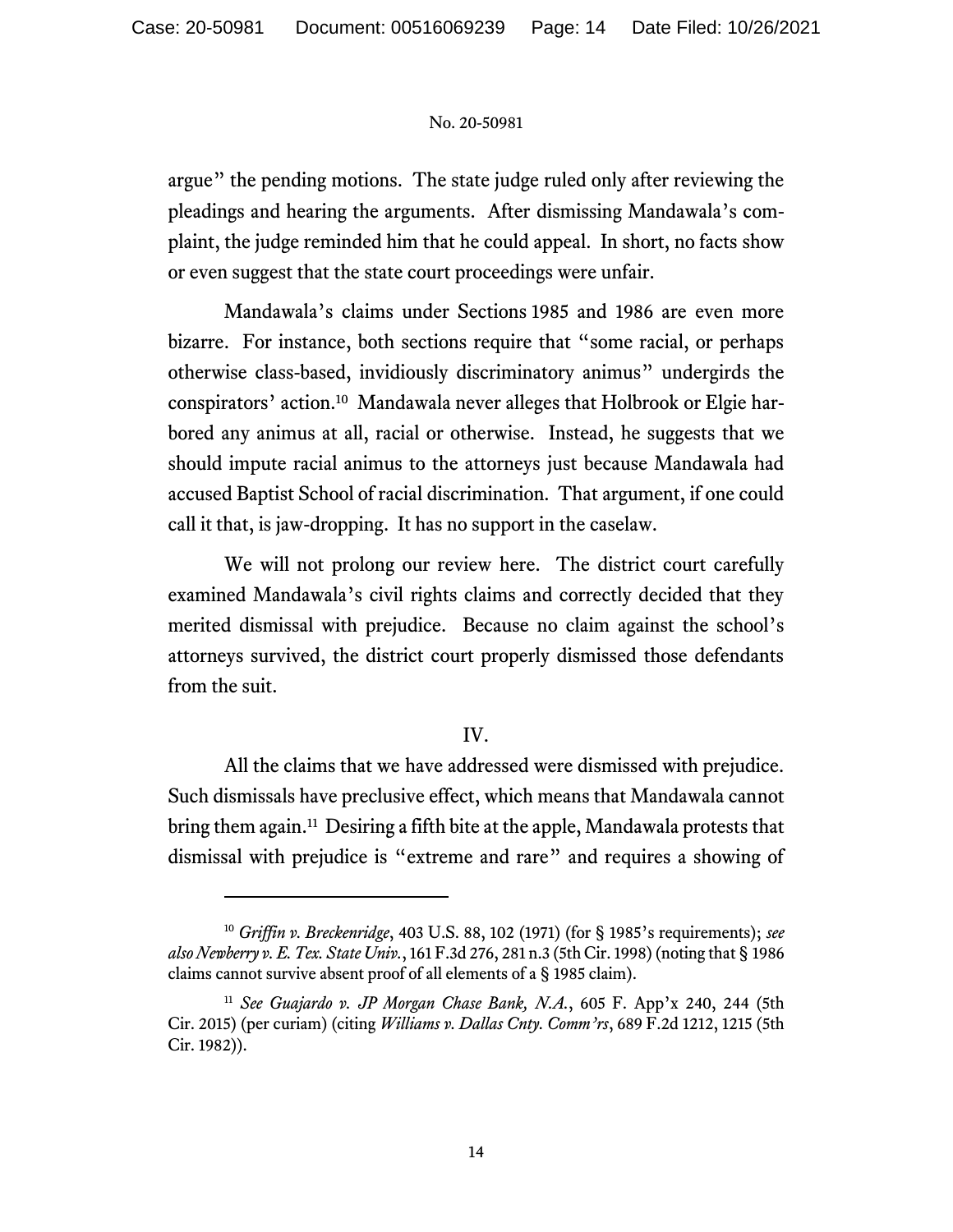argue" the pending motions. The state judge ruled only after reviewing the pleadings and hearing the arguments. After dismissing Mandawala's complaint, the judge reminded him that he could appeal. In short, no facts show or even suggest that the state court proceedings were unfair.

Mandawala's claims under Sections 1985 and 1986 are even more bizarre. For instance, both sections require that "some racial, or perhaps otherwise class-based, invidiously discriminatory animus" undergirds the conspirators' action.[10] Mandawala never alleges that Holbrook or Elgie harbored any animus at all, racial or otherwise. Instead, he suggests that we should impute racial animus to the attorneys just because Mandawala had accused Baptist School of racial discrimination. That argument, if one could call it that, is jaw-dropping. It has no support in the caselaw.

We will not prolong our review here. The district court carefully examined Mandawala's civil rights claims and correctly decided that they merited dismissal with prejudice. Because no claim against the school's attorneys survived, the district court properly dismissed those defendants from the suit.

## IV.

All the claims that we have addressed were dismissed with prejudice. Such dismissals have preclusive effect, which means that Mandawala cannot bring them again.[11] Desiring a fifth bite at the apple, Mandawala protests that dismissal with prejudice is "extreme and rare" and requires a showing of

---

[10] *Griffin v. Breckenridge*, 403 U.S. 88, 102 (1971) (for § 1985's requirements); *see also Newberry v. E. Tex. State Univ.*, 161 F.3d 276, 281 n.3 (5th Cir. 1998) (noting that § 1986 claims cannot survive absent proof of all elements of a § 1985 claim).

[11] *See Guajardo v. JP Morgan Chase Bank, N.A.*, 605 F. App'x 240, 244 (5th Cir. 2015) (per curiam) (citing *Williams v. Dallas Cnty. Comm'rs*, 689 F.2d 1212, 1215 (5th Cir. 1982)).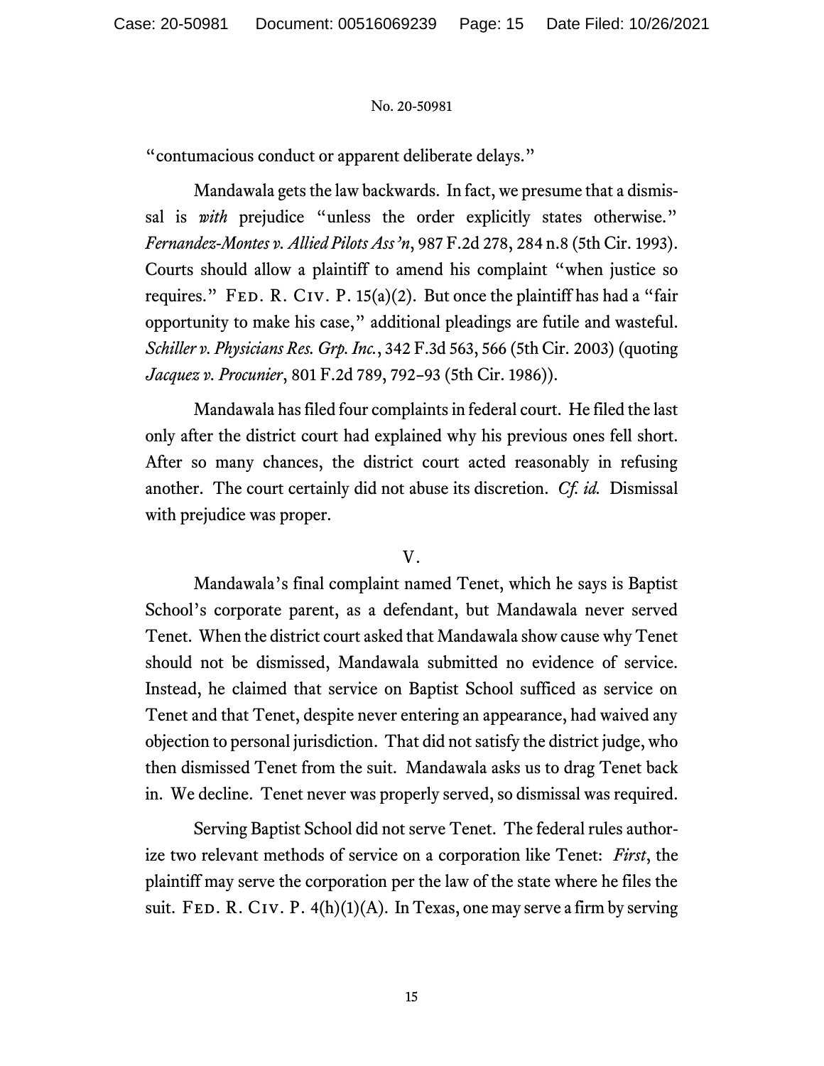"contumacious conduct or apparent deliberate delays."

Mandawala gets the law backwards. In fact, we presume that a dismissal is *with* prejudice "unless the order explicitly states otherwise." *Fernandez-Montes v. Allied Pilots Ass'n*, 987 F.2d 278, 284 n.8 (5th Cir. 1993). Courts should allow a plaintiff to amend his complaint "when justice so requires." FED. R. CIV. P. 15(a)(2). But once the plaintiff has had a "fair opportunity to make his case," additional pleadings are futile and wasteful. *Schiller v. Physicians Res. Grp. Inc.*, 342 F.3d 563, 566 (5th Cir. 2003) (quoting *Jacquez v. Procunier*, 801 F.2d 789, 792–93 (5th Cir. 1986)).

Mandawala has filed four complaints in federal court. He filed the last only after the district court had explained why his previous ones fell short. After so many chances, the district court acted reasonably in refusing another. The court certainly did not abuse its discretion. *Cf. id.* Dismissal with prejudice was proper.

## V.

Mandawala's final complaint named Tenet, which he says is Baptist School's corporate parent, as a defendant, but Mandawala never served Tenet. When the district court asked that Mandawala show cause why Tenet should not be dismissed, Mandawala submitted no evidence of service. Instead, he claimed that service on Baptist School sufficed as service on Tenet and that Tenet, despite never entering an appearance, had waived any objection to personal jurisdiction. That did not satisfy the district judge, who then dismissed Tenet from the suit. Mandawala asks us to drag Tenet back in. We decline. Tenet never was properly served, so dismissal was required.

Serving Baptist School did not serve Tenet. The federal rules authorize two relevant methods of service on a corporation like Tenet: *First*, the plaintiff may serve the corporation per the law of the state where he files the suit. FED. R. CIV. P. 4(h)(1)(A). In Texas, one may serve a firm by serving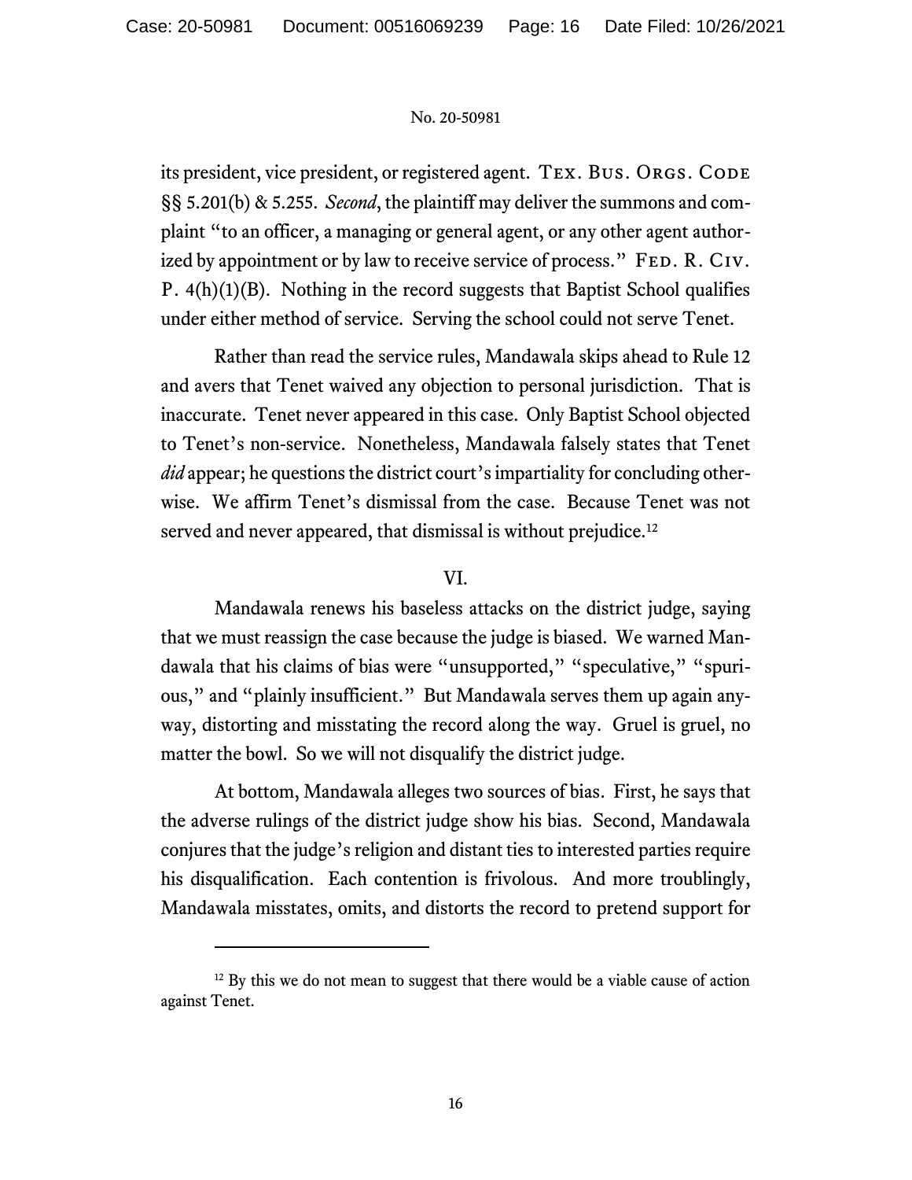its president, vice president, or registered agent. TEX. BUS. ORGS. CODE §§ 5.201(b) & 5.255. *Second*, the plaintiff may deliver the summons and complaint "to an officer, a managing or general agent, or any other agent authorized by appointment or by law to receive service of process." FED. R. CIV. P. 4(h)(1)(B). Nothing in the record suggests that Baptist School qualifies under either method of service. Serving the school could not serve Tenet.

Rather than read the service rules, Mandawala skips ahead to Rule 12 and avers that Tenet waived any objection to personal jurisdiction. That is inaccurate. Tenet never appeared in this case. Only Baptist School objected to Tenet's non-service. Nonetheless, Mandawala falsely states that Tenet *did* appear; he questions the district court's impartiality for concluding otherwise. We affirm Tenet's dismissal from the case. Because Tenet was not served and never appeared, that dismissal is without prejudice.[12]

## VI.

Mandawala renews his baseless attacks on the district judge, saying that we must reassign the case because the judge is biased. We warned Mandawala that his claims of bias were "unsupported," "speculative," "spurious," and "plainly insufficient." But Mandawala serves them up again anyway, distorting and misstating the record along the way. Gruel is gruel, no matter the bowl. So we will not disqualify the district judge.

At bottom, Mandawala alleges two sources of bias. First, he says that the adverse rulings of the district judge show his bias. Second, Mandawala conjures that the judge's religion and distant ties to interested parties require his disqualification. Each contention is frivolous. And more troublingly, Mandawala misstates, omits, and distorts the record to pretend support for

---

[12] By this we do not mean to suggest that there would be a viable cause of action against Tenet.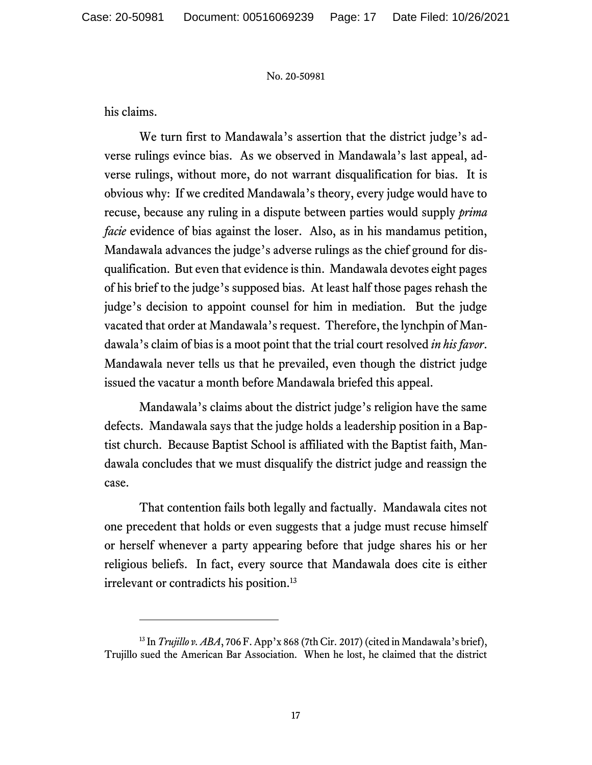his claims.

We turn first to Mandawala's assertion that the district judge's adverse rulings evince bias. As we observed in Mandawala's last appeal, adverse rulings, without more, do not warrant disqualification for bias. It is obvious why: If we credited Mandawala's theory, every judge would have to recuse, because any ruling in a dispute between parties would supply *prima facie* evidence of bias against the loser. Also, as in his mandamus petition, Mandawala advances the judge's adverse rulings as the chief ground for disqualification. But even that evidence is thin. Mandawala devotes eight pages of his brief to the judge's supposed bias. At least half those pages rehash the judge's decision to appoint counsel for him in mediation. But the judge vacated that order at Mandawala's request. Therefore, the lynchpin of Mandawala's claim of bias is a moot point that the trial court resolved *in his favor*. Mandawala never tells us that he prevailed, even though the district judge issued the vacatur a month before Mandawala briefed this appeal.

Mandawala's claims about the district judge's religion have the same defects. Mandawala says that the judge holds a leadership position in a Baptist church. Because Baptist School is affiliated with the Baptist faith, Mandawala concludes that we must disqualify the district judge and reassign the case.

That contention fails both legally and factually. Mandawala cites not one precedent that holds or even suggests that a judge must recuse himself or herself whenever a party appearing before that judge shares his or her religious beliefs. In fact, every source that Mandawala does cite is either irrelevant or contradicts his position.[13]

---

[13] In *Trujillo v. ABA*, 706 F. App'x 868 (7th Cir. 2017) (cited in Mandawala's brief), Trujillo sued the American Bar Association. When he lost, he claimed that the district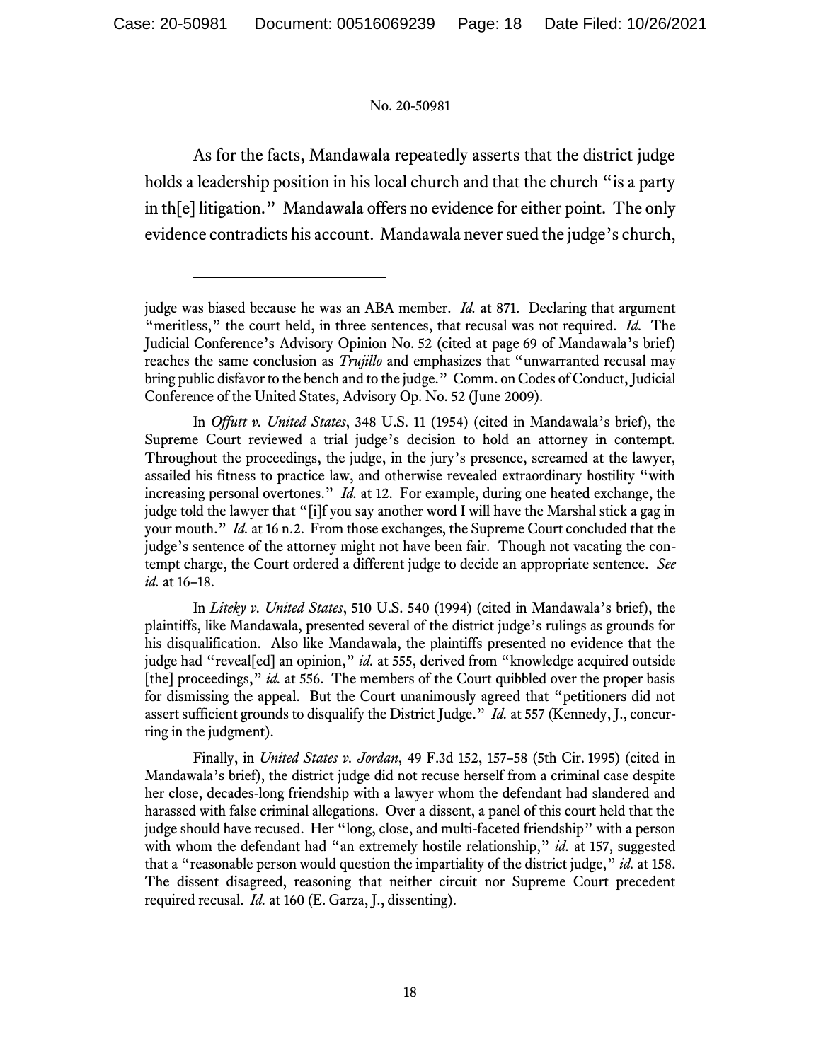As for the facts, Mandawala repeatedly asserts that the district judge holds a leadership position in his local church and that the church "is a party in th[e] litigation." Mandawala offers no evidence for either point. The only evidence contradicts his account. Mandawala never sued the judge's church,

---

judge was biased because he was an ABA member. *Id.* at 871. Declaring that argument "meritless," the court held, in three sentences, that recusal was not required. *Id.* The Judicial Conference's Advisory Opinion No. 52 (cited at page 69 of Mandawala's brief) reaches the same conclusion as *Trujillo* and emphasizes that "unwarranted recusal may bring public disfavor to the bench and to the judge." Comm. on Codes of Conduct, Judicial Conference of the United States, Advisory Op. No. 52 (June 2009).

In *Offutt v. United States*, 348 U.S. 11 (1954) (cited in Mandawala's brief), the Supreme Court reviewed a trial judge's decision to hold an attorney in contempt. Throughout the proceedings, the judge, in the jury's presence, screamed at the lawyer, assailed his fitness to practice law, and otherwise revealed extraordinary hostility "with increasing personal overtones." *Id.* at 12. For example, during one heated exchange, the judge told the lawyer that "[i]f you say another word I will have the Marshal stick a gag in your mouth." *Id.* at 16 n.2. From those exchanges, the Supreme Court concluded that the judge's sentence of the attorney might not have been fair. Though not vacating the contempt charge, the Court ordered a different judge to decide an appropriate sentence. *See id.* at 16–18.

In *Liteky v. United States*, 510 U.S. 540 (1994) (cited in Mandawala's brief), the plaintiffs, like Mandawala, presented several of the district judge's rulings as grounds for his disqualification. Also like Mandawala, the plaintiffs presented no evidence that the judge had "reveal[ed] an opinion," *id.* at 555, derived from "knowledge acquired outside [the] proceedings," *id.* at 556. The members of the Court quibbled over the proper basis for dismissing the appeal. But the Court unanimously agreed that "petitioners did not assert sufficient grounds to disqualify the District Judge." *Id.* at 557 (Kennedy, J., concurring in the judgment).

Finally, in *United States v. Jordan*, 49 F.3d 152, 157–58 (5th Cir. 1995) (cited in Mandawala's brief), the district judge did not recuse herself from a criminal case despite her close, decades-long friendship with a lawyer whom the defendant had slandered and harassed with false criminal allegations. Over a dissent, a panel of this court held that the judge should have recused. Her "long, close, and multi-faceted friendship" with a person with whom the defendant had "an extremely hostile relationship," *id.* at 157, suggested that a "reasonable person would question the impartiality of the district judge," *id.* at 158. The dissent disagreed, reasoning that neither circuit nor Supreme Court precedent required recusal. *Id.* at 160 (E. Garza, J., dissenting).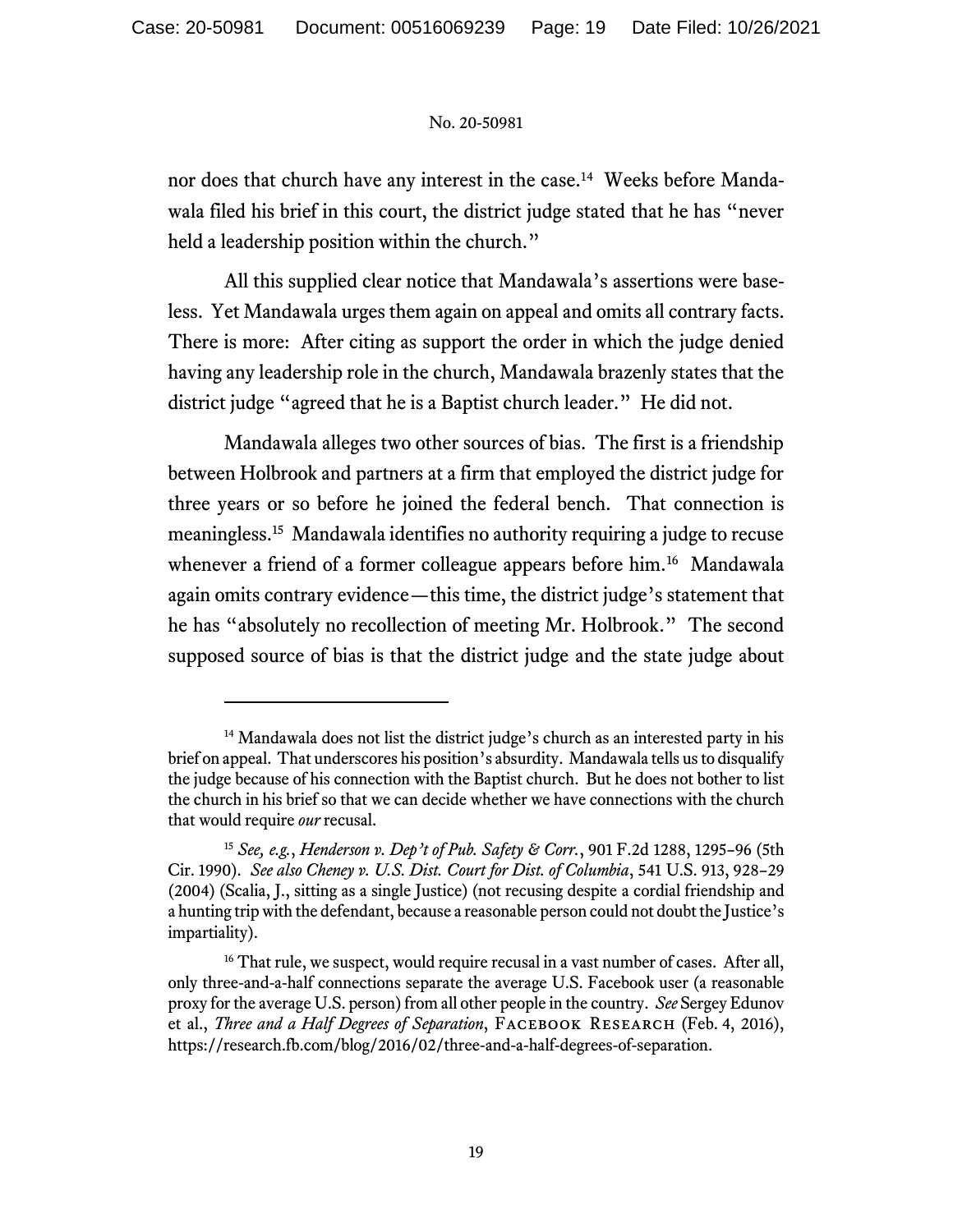nor does that church have any interest in the case.[14] Weeks before Mandawala filed his brief in this court, the district judge stated that he has "never held a leadership position within the church."

All this supplied clear notice that Mandawala's assertions were baseless. Yet Mandawala urges them again on appeal and omits all contrary facts. There is more: After citing as support the order in which the judge denied having any leadership role in the church, Mandawala brazenly states that the district judge "agreed that he is a Baptist church leader." He did not.

Mandawala alleges two other sources of bias. The first is a friendship between Holbrook and partners at a firm that employed the district judge for three years or so before he joined the federal bench. That connection is meaningless.[15] Mandawala identifies no authority requiring a judge to recuse whenever a friend of a former colleague appears before him.[16] Mandawala again omits contrary evidence—this time, the district judge's statement that he has "absolutely no recollection of meeting Mr. Holbrook." The second supposed source of bias is that the district judge and the state judge about

---

[14] Mandawala does not list the district judge's church as an interested party in his brief on appeal. That underscores his position's absurdity. Mandawala tells us to disqualify the judge because of his connection with the Baptist church. But he does not bother to list the church in his brief so that we can decide whether we have connections with the church that would require *our* recusal.

[15] *See, e.g.*, *Henderson v. Dep't of Pub. Safety & Corr.*, 901 F.2d 1288, 1295–96 (5th Cir. 1990). *See also Cheney v. U.S. Dist. Court for Dist. of Columbia*, 541 U.S. 913, 928–29 (2004) (Scalia, J., sitting as a single Justice) (not recusing despite a cordial friendship and a hunting trip with the defendant, because a reasonable person could not doubt the Justice's impartiality).

[16] That rule, we suspect, would require recusal in a vast number of cases. After all, only three-and-a-half connections separate the average U.S. Facebook user (a reasonable proxy for the average U.S. person) from all other people in the country. *See* Sergey Edunov et al., *Three and a Half Degrees of Separation*, FACEBOOK RESEARCH (Feb. 4, 2016), https://research.fb.com/blog/2016/02/three-and-a-half-degrees-of-separation.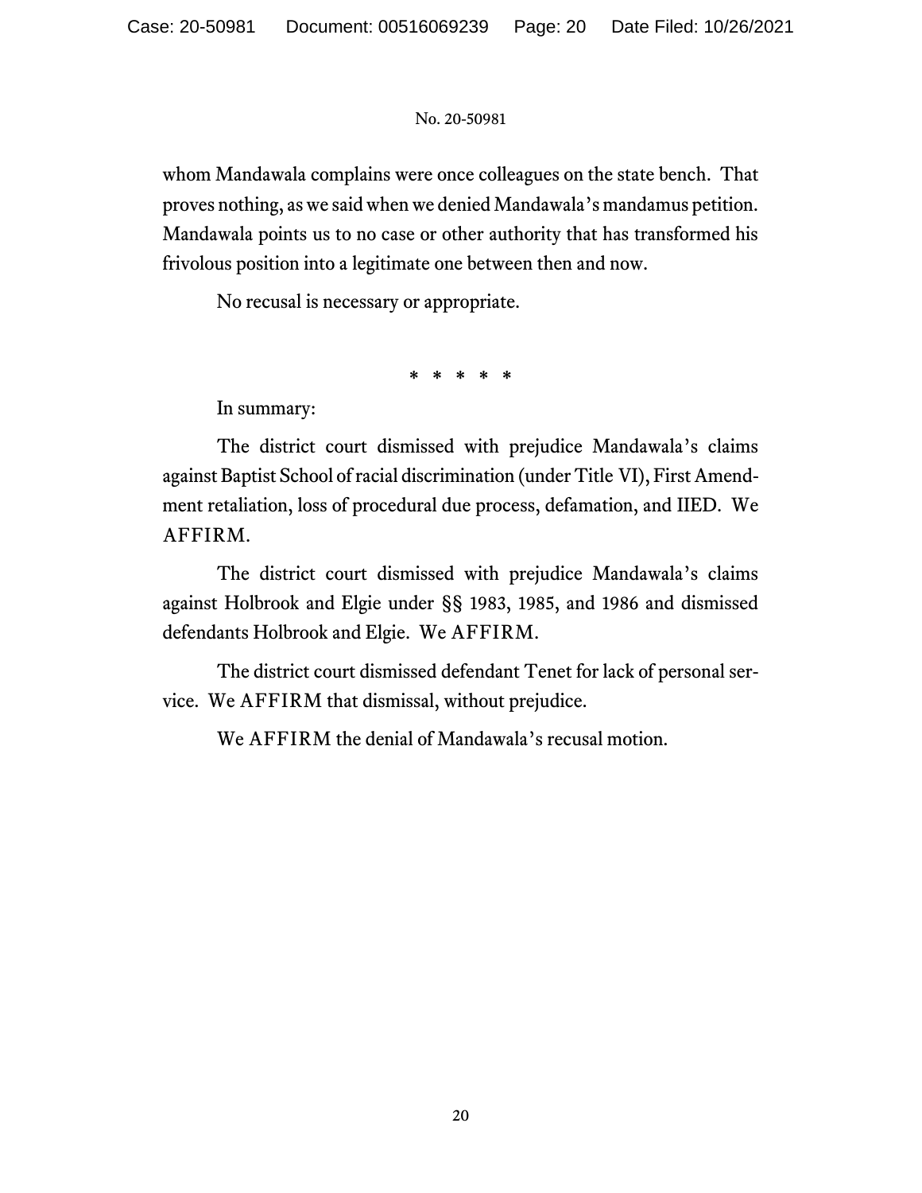whom Mandawala complains were once colleagues on the state bench. That proves nothing, as we said when we denied Mandawala's mandamus petition. Mandawala points us to no case or other authority that has transformed his frivolous position into a legitimate one between then and now.

No recusal is necessary or appropriate.

\* \* \* \* \*

In summary:

The district court dismissed with prejudice Mandawala's claims against Baptist School of racial discrimination (under Title VI), First Amendment retaliation, loss of procedural due process, defamation, and IIED. We AFFIRM.

The district court dismissed with prejudice Mandawala's claims against Holbrook and Elgie under §§ 1983, 1985, and 1986 and dismissed defendants Holbrook and Elgie. We AFFIRM.

The district court dismissed defendant Tenet for lack of personal service. We AFFIRM that dismissal, without prejudice.

We AFFIRM the denial of Mandawala's recusal motion.